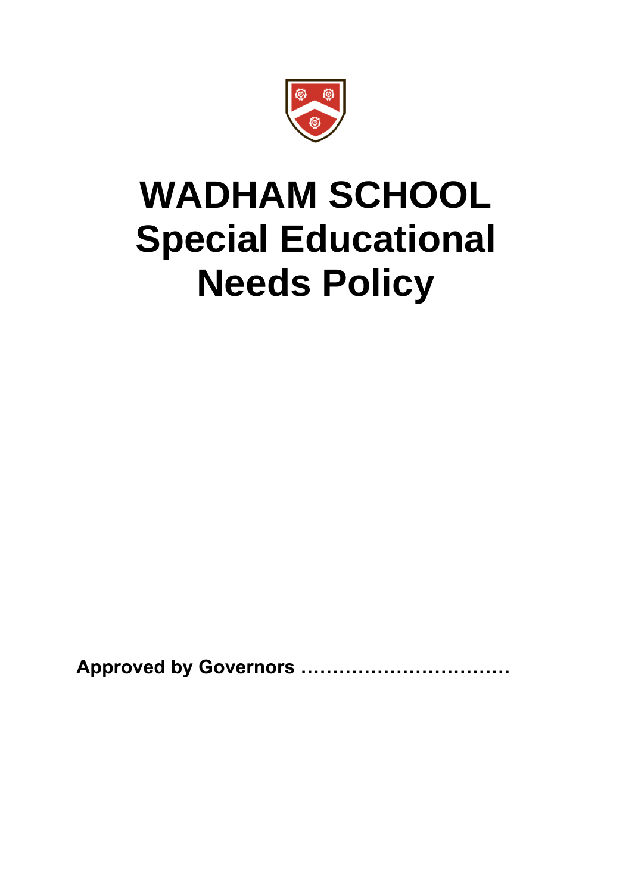# WADHAM SCHOOL
# Special Educational Needs Policy

**Approved by Governors ……………………………**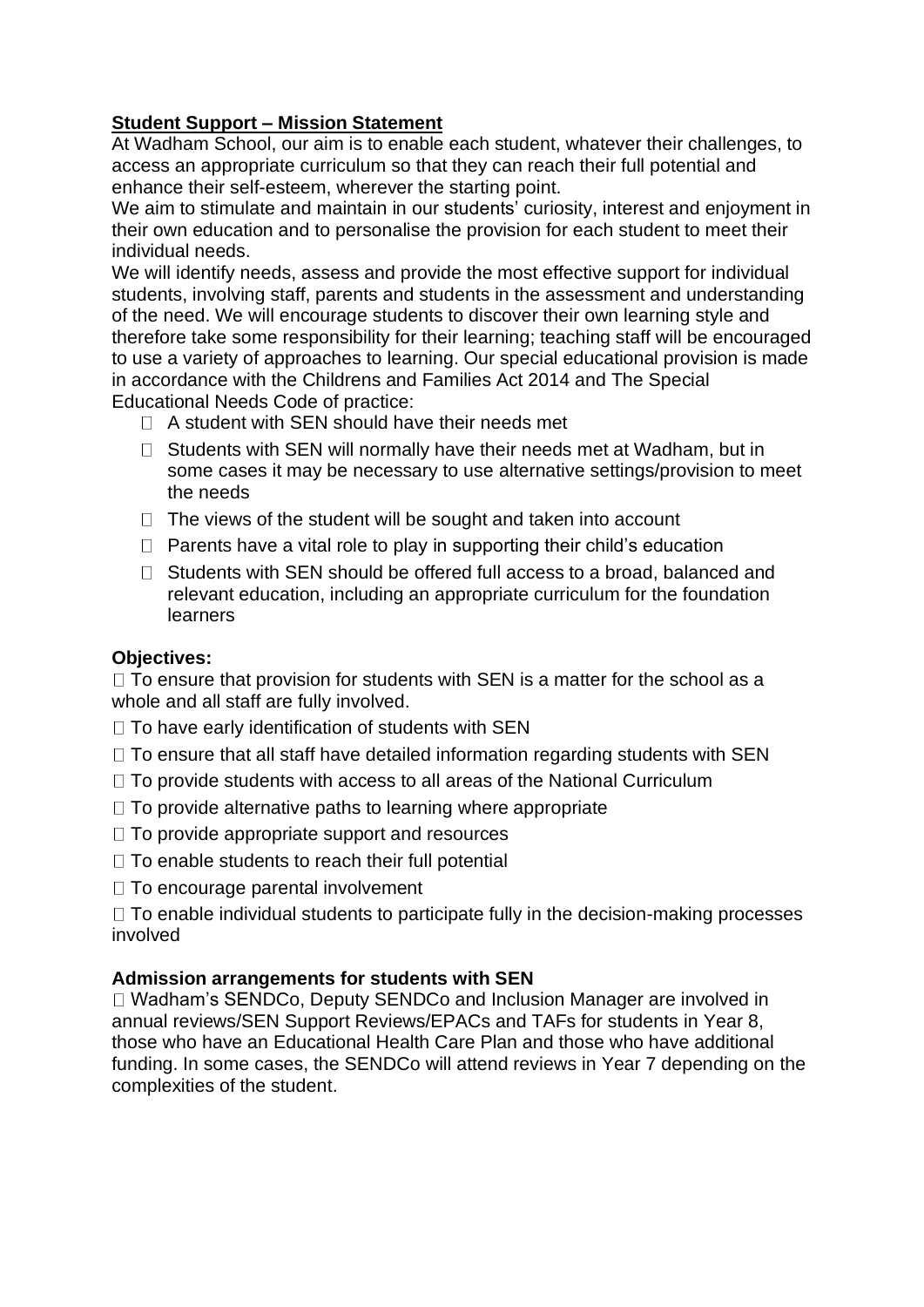**Student Support – Mission Statement**

At Wadham School, our aim is to enable each student, whatever their challenges, to access an appropriate curriculum so that they can reach their full potential and enhance their self-esteem, wherever the starting point.

We aim to stimulate and maintain in our students' curiosity, interest and enjoyment in their own education and to personalise the provision for each student to meet their individual needs.

We will identify needs, assess and provide the most effective support for individual students, involving staff, parents and students in the assessment and understanding of the need. We will encourage students to discover their own learning style and therefore take some responsibility for their learning; teaching staff will be encouraged to use a variety of approaches to learning. Our special educational provision is made in accordance with the Childrens and Families Act 2014 and The Special Educational Needs Code of practice:

- A student with SEN should have their needs met
- Students with SEN will normally have their needs met at Wadham, but in some cases it may be necessary to use alternative settings/provision to meet the needs
- The views of the student will be sought and taken into account
- Parents have a vital role to play in supporting their child's education
- Students with SEN should be offered full access to a broad, balanced and relevant education, including an appropriate curriculum for the foundation learners

**Objectives:**

- To ensure that provision for students with SEN is a matter for the school as a whole and all staff are fully involved.
- To have early identification of students with SEN
- To ensure that all staff have detailed information regarding students with SEN
- To provide students with access to all areas of the National Curriculum
- To provide alternative paths to learning where appropriate
- To provide appropriate support and resources
- To enable students to reach their full potential
- To encourage parental involvement
- To enable individual students to participate fully in the decision-making processes involved

**Admission arrangements for students with SEN**

- Wadham's SENDCo, Deputy SENDCo and Inclusion Manager are involved in annual reviews/SEN Support Reviews/EPACs and TAFs for students in Year 8, those who have an Educational Health Care Plan and those who have additional funding. In some cases, the SENDCo will attend reviews in Year 7 depending on the complexities of the student.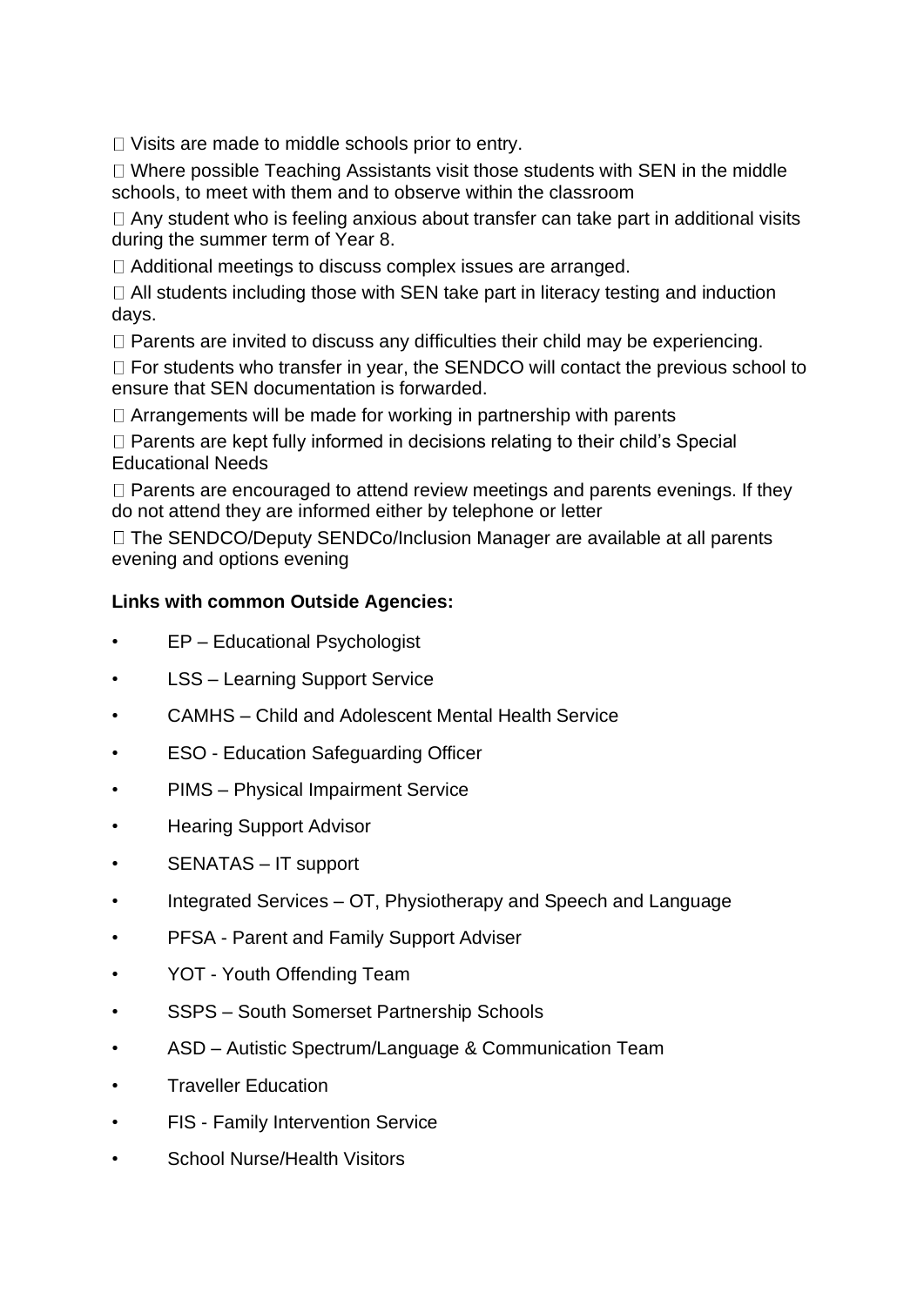- Visits are made to middle schools prior to entry.
- Where possible Teaching Assistants visit those students with SEN in the middle schools, to meet with them and to observe within the classroom
- Any student who is feeling anxious about transfer can take part in additional visits during the summer term of Year 8.
- Additional meetings to discuss complex issues are arranged.
- All students including those with SEN take part in literacy testing and induction days.
- Parents are invited to discuss any difficulties their child may be experiencing.
- For students who transfer in year, the SENDCO will contact the previous school to ensure that SEN documentation is forwarded.
- Arrangements will be made for working in partnership with parents
- Parents are kept fully informed in decisions relating to their child's Special Educational Needs
- Parents are encouraged to attend review meetings and parents evenings. If they do not attend they are informed either by telephone or letter
- The SENDCO/Deputy SENDCo/Inclusion Manager are available at all parents evening and options evening

**Links with common Outside Agencies:**

- EP – Educational Psychologist
- LSS – Learning Support Service
- CAMHS – Child and Adolescent Mental Health Service
- ESO - Education Safeguarding Officer
- PIMS – Physical Impairment Service
- Hearing Support Advisor
- SENATAS – IT support
- Integrated Services – OT, Physiotherapy and Speech and Language
- PFSA - Parent and Family Support Adviser
- YOT - Youth Offending Team
- SSPS – South Somerset Partnership Schools
- ASD – Autistic Spectrum/Language & Communication Team
- Traveller Education
- FIS - Family Intervention Service
- School Nurse/Health Visitors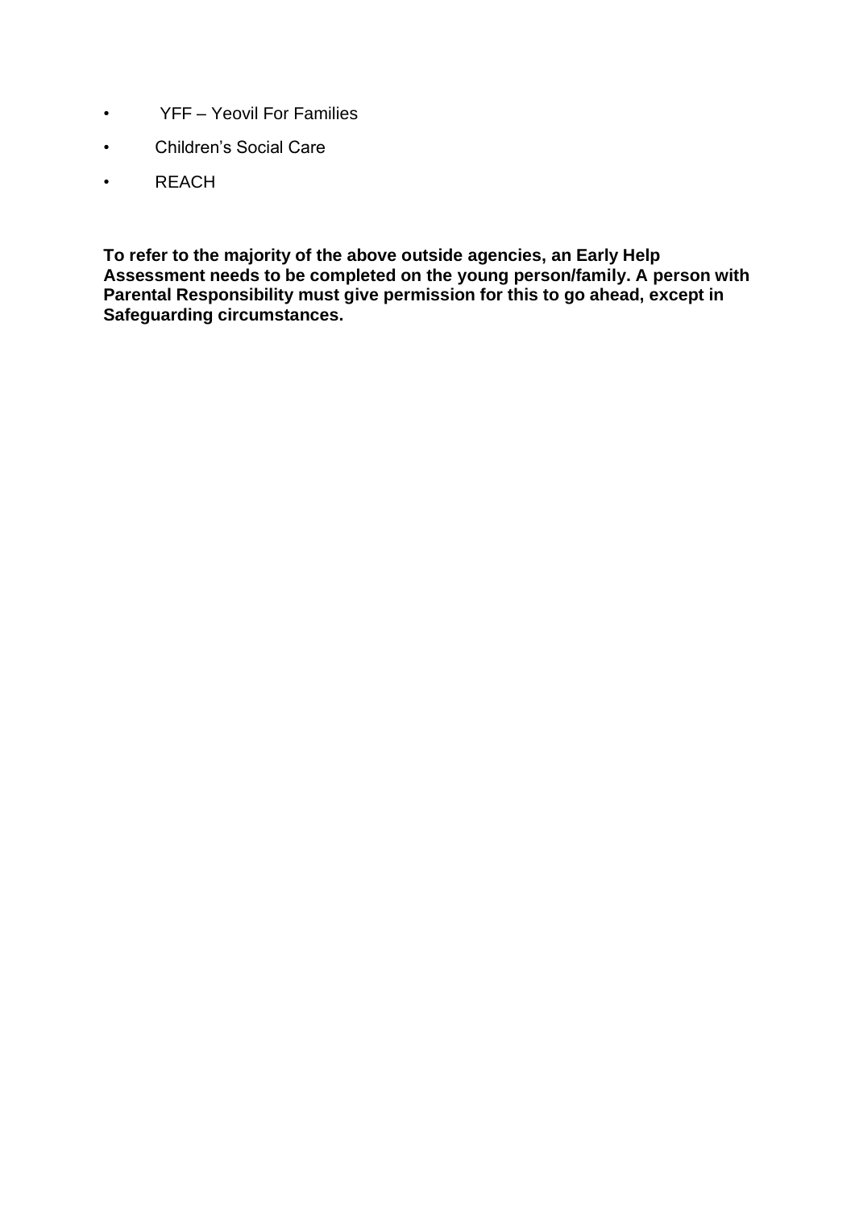- YFF – Yeovil For Families
- Children's Social Care
- REACH

**To refer to the majority of the above outside agencies, an Early Help Assessment needs to be completed on the young person/family. A person with Parental Responsibility must give permission for this to go ahead, except in Safeguarding circumstances.**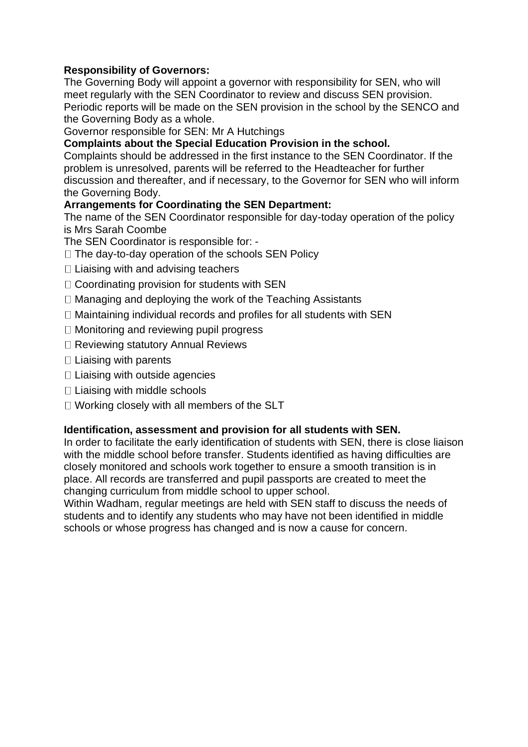**Responsibility of Governors:**

The Governing Body will appoint a governor with responsibility for SEN, who will meet regularly with the SEN Coordinator to review and discuss SEN provision. Periodic reports will be made on the SEN provision in the school by the SENCO and the Governing Body as a whole.

Governor responsible for SEN: Mr A Hutchings

**Complaints about the Special Education Provision in the school.**

Complaints should be addressed in the first instance to the SEN Coordinator. If the problem is unresolved, parents will be referred to the Headteacher for further discussion and thereafter, and if necessary, to the Governor for SEN who will inform the Governing Body.

**Arrangements for Coordinating the SEN Department:**

The name of the SEN Coordinator responsible for day-today operation of the policy is Mrs Sarah Coombe

The SEN Coordinator is responsible for: -

- The day-to-day operation of the schools SEN Policy
- Liaising with and advising teachers
- Coordinating provision for students with SEN
- Managing and deploying the work of the Teaching Assistants
- Maintaining individual records and profiles for all students with SEN
- Monitoring and reviewing pupil progress
- Reviewing statutory Annual Reviews
- Liaising with parents
- Liaising with outside agencies
- Liaising with middle schools
- Working closely with all members of the SLT

**Identification, assessment and provision for all students with SEN.**

In order to facilitate the early identification of students with SEN, there is close liaison with the middle school before transfer. Students identified as having difficulties are closely monitored and schools work together to ensure a smooth transition is in place. All records are transferred and pupil passports are created to meet the changing curriculum from middle school to upper school.

Within Wadham, regular meetings are held with SEN staff to discuss the needs of students and to identify any students who may have not been identified in middle schools or whose progress has changed and is now a cause for concern.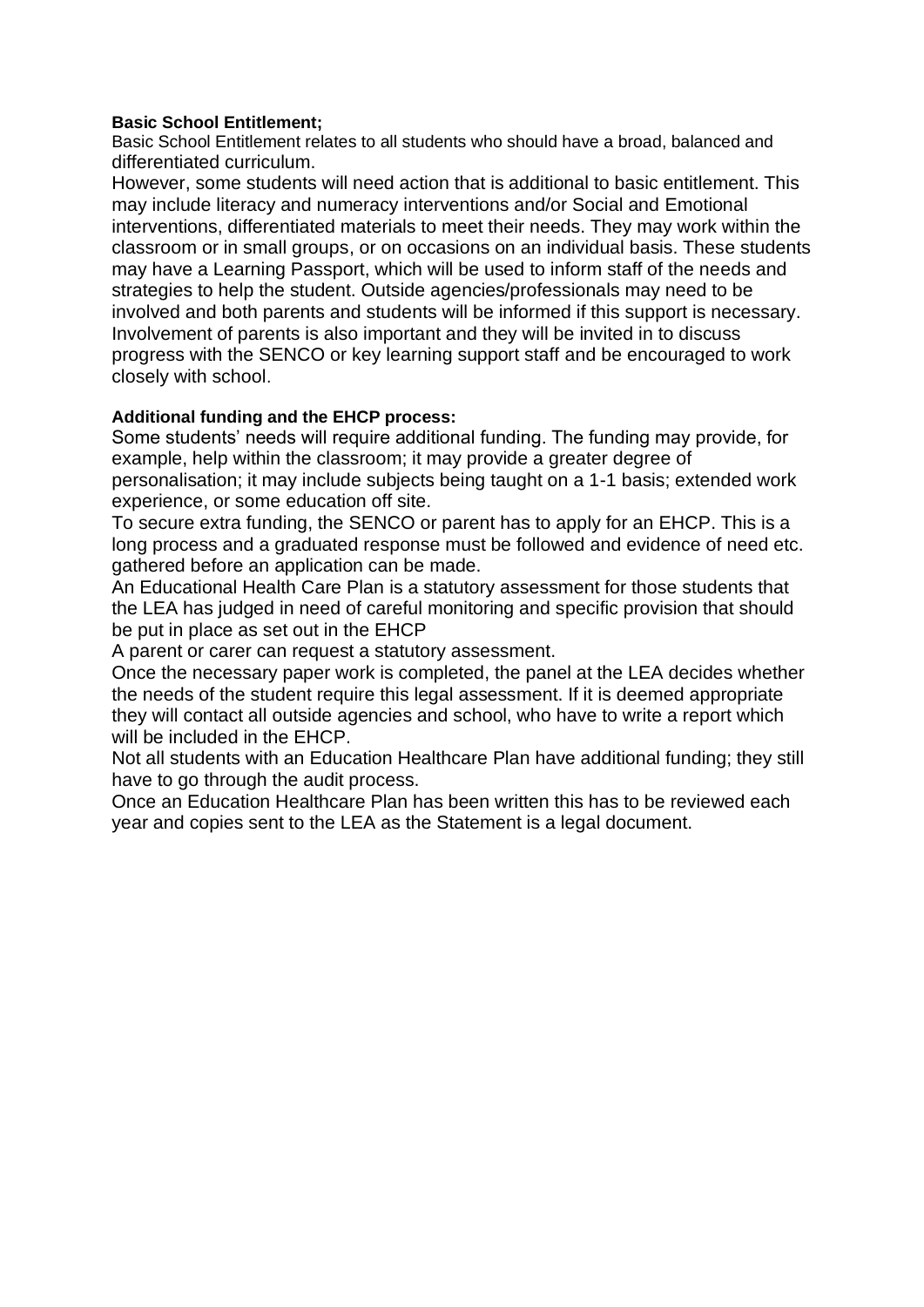**Basic School Entitlement;**

Basic School Entitlement relates to all students who should have a broad, balanced and differentiated curriculum.

However, some students will need action that is additional to basic entitlement. This may include literacy and numeracy interventions and/or Social and Emotional interventions, differentiated materials to meet their needs. They may work within the classroom or in small groups, or on occasions on an individual basis. These students may have a Learning Passport, which will be used to inform staff of the needs and strategies to help the student. Outside agencies/professionals may need to be involved and both parents and students will be informed if this support is necessary. Involvement of parents is also important and they will be invited in to discuss progress with the SENCO or key learning support staff and be encouraged to work closely with school.

**Additional funding and the EHCP process:**

Some students' needs will require additional funding. The funding may provide, for example, help within the classroom; it may provide a greater degree of personalisation; it may include subjects being taught on a 1-1 basis; extended work experience, or some education off site.

To secure extra funding, the SENCO or parent has to apply for an EHCP. This is a long process and a graduated response must be followed and evidence of need etc. gathered before an application can be made.

An Educational Health Care Plan is a statutory assessment for those students that the LEA has judged in need of careful monitoring and specific provision that should be put in place as set out in the EHCP

A parent or carer can request a statutory assessment.

Once the necessary paper work is completed, the panel at the LEA decides whether the needs of the student require this legal assessment. If it is deemed appropriate they will contact all outside agencies and school, who have to write a report which will be included in the EHCP.

Not all students with an Education Healthcare Plan have additional funding; they still have to go through the audit process.

Once an Education Healthcare Plan has been written this has to be reviewed each year and copies sent to the LEA as the Statement is a legal document.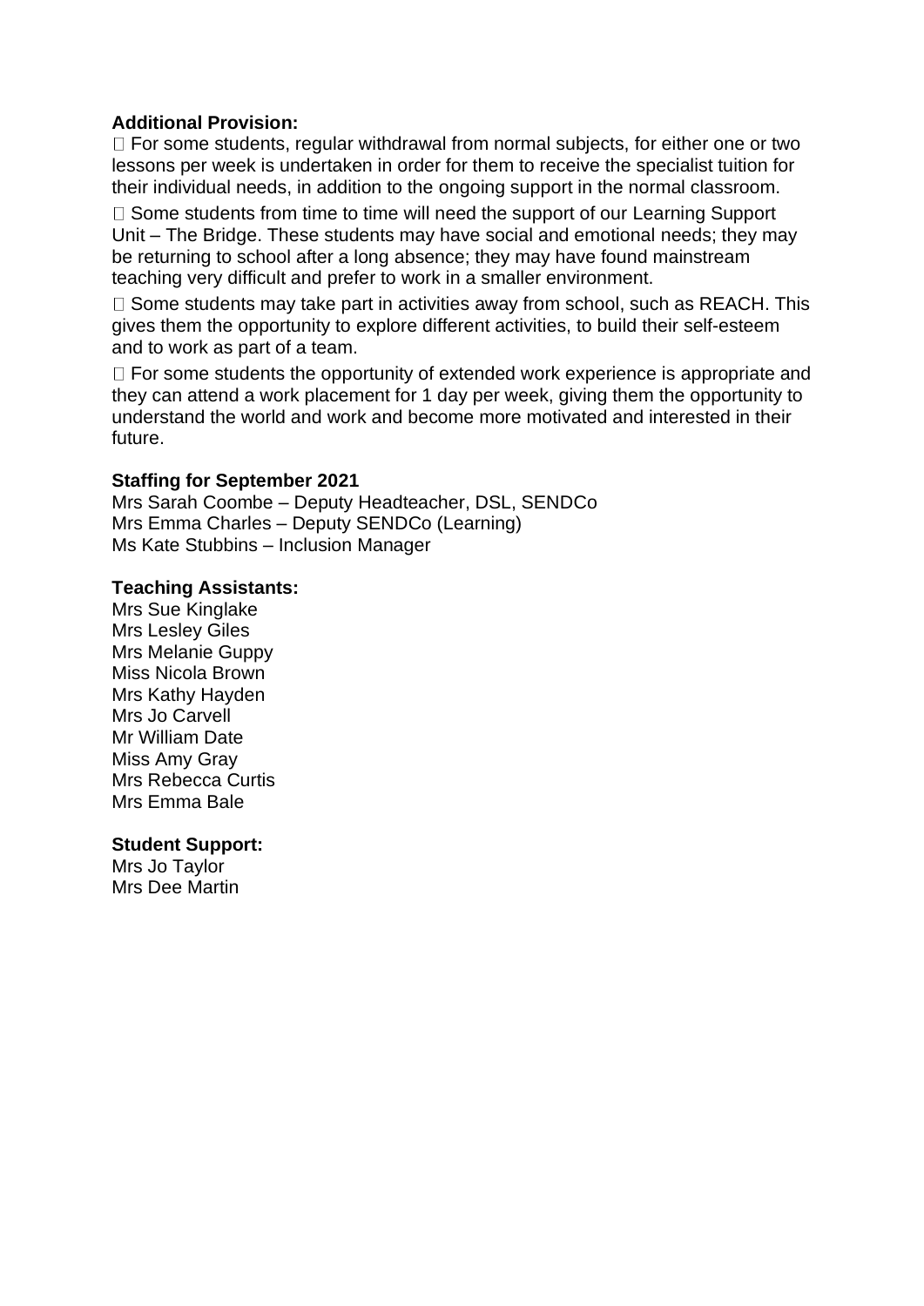**Additional Provision:**

- For some students, regular withdrawal from normal subjects, for either one or two lessons per week is undertaken in order for them to receive the specialist tuition for their individual needs, in addition to the ongoing support in the normal classroom.
- Some students from time to time will need the support of our Learning Support Unit – The Bridge. These students may have social and emotional needs; they may be returning to school after a long absence; they may have found mainstream teaching very difficult and prefer to work in a smaller environment.
- Some students may take part in activities away from school, such as REACH. This gives them the opportunity to explore different activities, to build their self-esteem and to work as part of a team.
- For some students the opportunity of extended work experience is appropriate and they can attend a work placement for 1 day per week, giving them the opportunity to understand the world and work and become more motivated and interested in their future.

**Staffing for September 2021**

Mrs Sarah Coombe – Deputy Headteacher, DSL, SENDCo
Mrs Emma Charles – Deputy SENDCo (Learning)
Ms Kate Stubbins – Inclusion Manager

**Teaching Assistants:**

Mrs Sue Kinglake
Mrs Lesley Giles
Mrs Melanie Guppy
Miss Nicola Brown
Mrs Kathy Hayden
Mrs Jo Carvell
Mr William Date
Miss Amy Gray
Mrs Rebecca Curtis
Mrs Emma Bale

**Student Support:**

Mrs Jo Taylor
Mrs Dee Martin